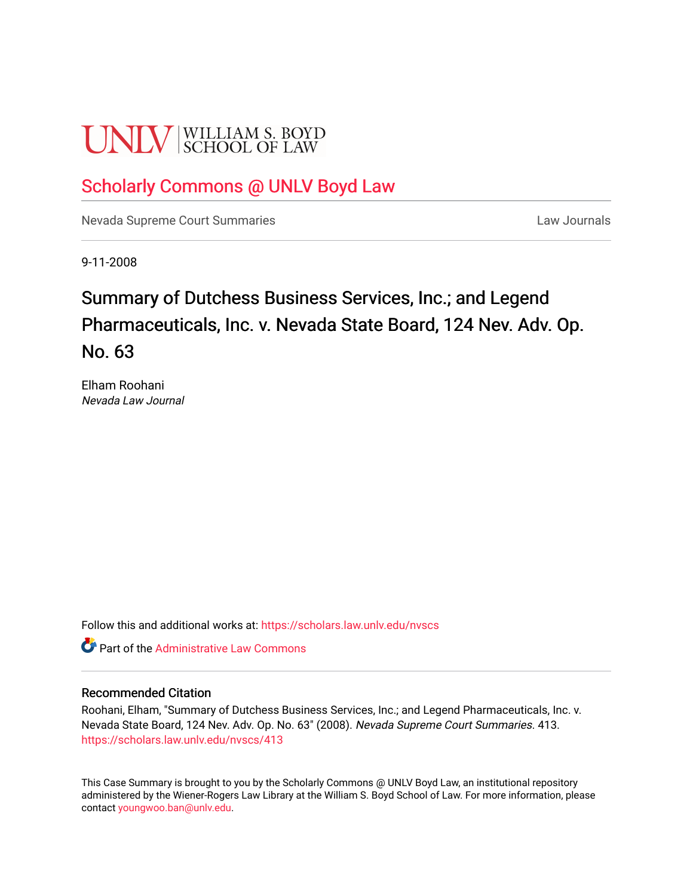UNLV | WILLIAM S. BOYD SCHOOL OF LAW

Scholarly Commons @ UNLV Boyd Law

Nevada Supreme Court Summaries | Law Journals

9-11-2008

# Summary of Dutchess Business Services, Inc.; and Legend Pharmaceuticals, Inc. v. Nevada State Board, 124 Nev. Adv. Op. No. 63

Elham Roohani
*Nevada Law Journal*

Follow this and additional works at: https://scholars.law.unlv.edu/nvscs

Part of the Administrative Law Commons

## Recommended Citation

Roohani, Elham, "Summary of Dutchess Business Services, Inc.; and Legend Pharmaceuticals, Inc. v. Nevada State Board, 124 Nev. Adv. Op. No. 63" (2008). *Nevada Supreme Court Summaries*. 413.
https://scholars.law.unlv.edu/nvscs/413

This Case Summary is brought to you by the Scholarly Commons @ UNLV Boyd Law, an institutional repository administered by the Wiener-Rogers Law Library at the William S. Boyd School of Law. For more information, please contact youngwoo.ban@unlv.edu.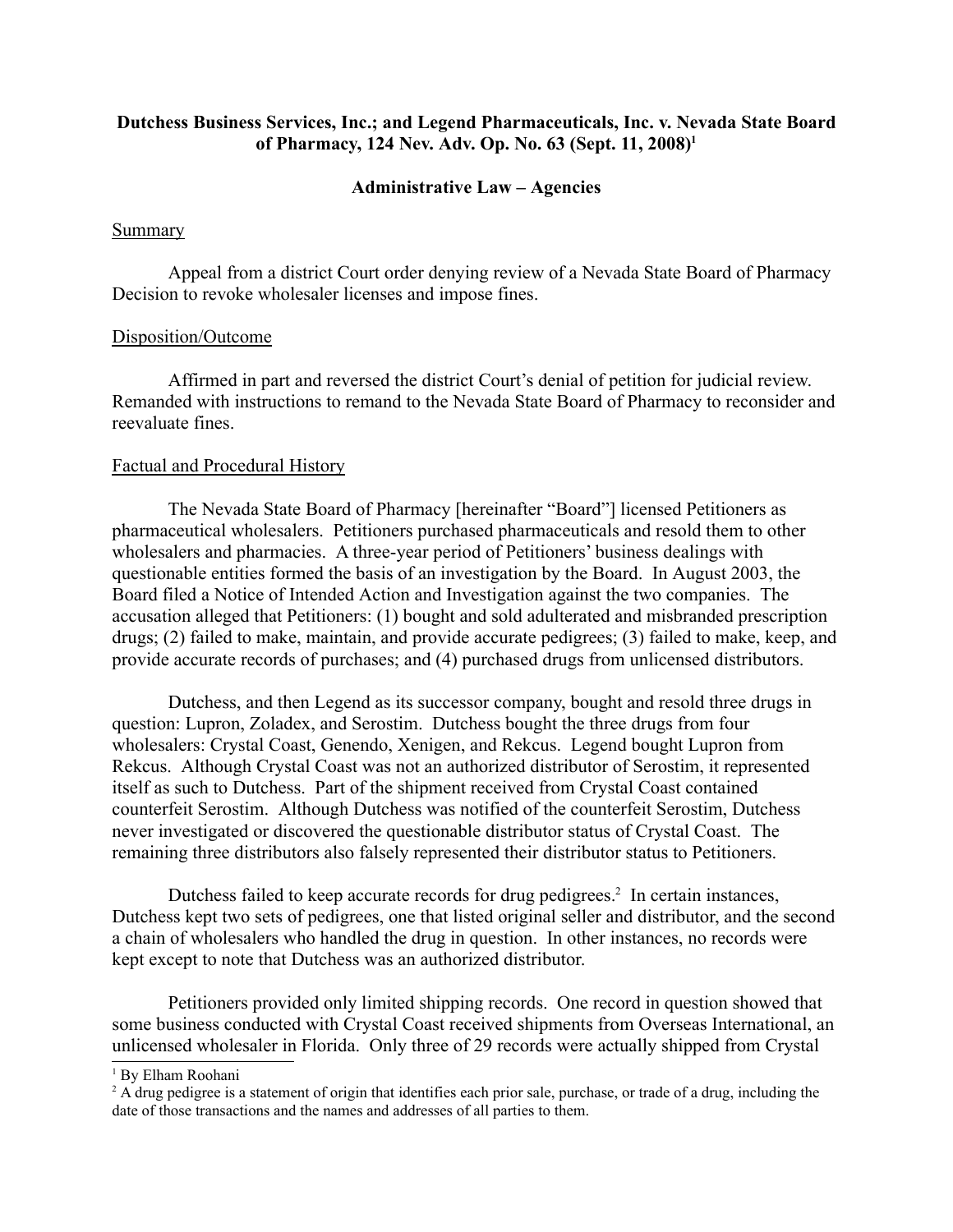**Dutchess Business Services, Inc.; and Legend Pharmaceuticals, Inc. v. Nevada State Board of Pharmacy, 124 Nev. Adv. Op. No. 63 (Sept. 11, 2008)[1]**

**Administrative Law – Agencies**

## Summary

Appeal from a district Court order denying review of a Nevada State Board of Pharmacy Decision to revoke wholesaler licenses and impose fines.

## Disposition/Outcome

Affirmed in part and reversed the district Court's denial of petition for judicial review. Remanded with instructions to remand to the Nevada State Board of Pharmacy to reconsider and reevaluate fines.

## Factual and Procedural History

The Nevada State Board of Pharmacy [hereinafter "Board"] licensed Petitioners as pharmaceutical wholesalers. Petitioners purchased pharmaceuticals and resold them to other wholesalers and pharmacies. A three-year period of Petitioners' business dealings with questionable entities formed the basis of an investigation by the Board. In August 2003, the Board filed a Notice of Intended Action and Investigation against the two companies. The accusation alleged that Petitioners: (1) bought and sold adulterated and misbranded prescription drugs; (2) failed to make, maintain, and provide accurate pedigrees; (3) failed to make, keep, and provide accurate records of purchases; and (4) purchased drugs from unlicensed distributors.

Dutchess, and then Legend as its successor company, bought and resold three drugs in question: Lupron, Zoladex, and Serostim. Dutchess bought the three drugs from four wholesalers: Crystal Coast, Genendo, Xenigen, and Rekcus. Legend bought Lupron from Rekcus. Although Crystal Coast was not an authorized distributor of Serostim, it represented itself as such to Dutchess. Part of the shipment received from Crystal Coast contained counterfeit Serostim. Although Dutchess was notified of the counterfeit Serostim, Dutchess never investigated or discovered the questionable distributor status of Crystal Coast. The remaining three distributors also falsely represented their distributor status to Petitioners.

Dutchess failed to keep accurate records for drug pedigrees.[2] In certain instances, Dutchess kept two sets of pedigrees, one that listed original seller and distributor, and the second a chain of wholesalers who handled the drug in question. In other instances, no records were kept except to note that Dutchess was an authorized distributor.

Petitioners provided only limited shipping records. One record in question showed that some business conducted with Crystal Coast received shipments from Overseas International, an unlicensed wholesaler in Florida. Only three of 29 records were actually shipped from Crystal

---

[1] By Elham Roohani

[2] A drug pedigree is a statement of origin that identifies each prior sale, purchase, or trade of a drug, including the date of those transactions and the names and addresses of all parties to them.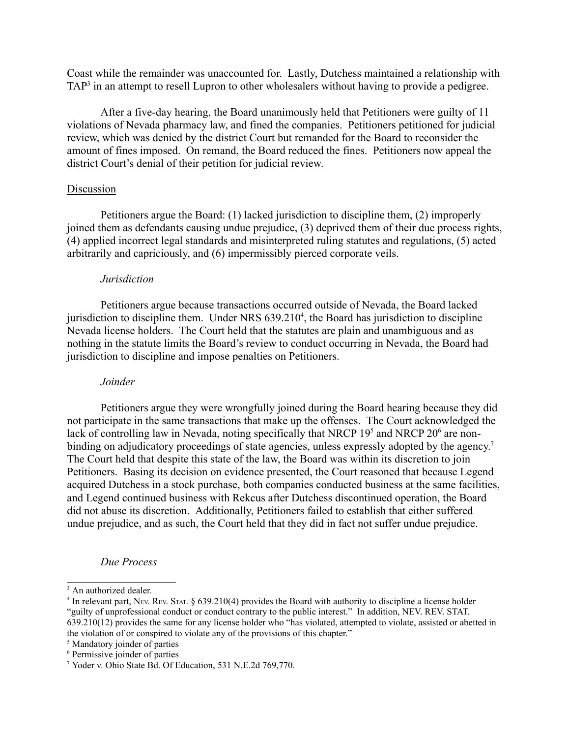Coast while the remainder was unaccounted for. Lastly, Dutchess maintained a relationship with TAP[3] in an attempt to resell Lupron to other wholesalers without having to provide a pedigree.

After a five-day hearing, the Board unanimously held that Petitioners were guilty of 11 violations of Nevada pharmacy law, and fined the companies. Petitioners petitioned for judicial review, which was denied by the district Court but remanded for the Board to reconsider the amount of fines imposed. On remand, the Board reduced the fines. Petitioners now appeal the district Court's denial of their petition for judicial review.

## Discussion

Petitioners argue the Board: (1) lacked jurisdiction to discipline them, (2) improperly joined them as defendants causing undue prejudice, (3) deprived them of their due process rights, (4) applied incorrect legal standards and misinterpreted ruling statutes and regulations, (5) acted arbitrarily and capriciously, and (6) impermissibly pierced corporate veils.

### *Jurisdiction*

Petitioners argue because transactions occurred outside of Nevada, the Board lacked jurisdiction to discipline them. Under NRS 639.210[4], the Board has jurisdiction to discipline Nevada license holders. The Court held that the statutes are plain and unambiguous and as nothing in the statute limits the Board's review to conduct occurring in Nevada, the Board had jurisdiction to discipline and impose penalties on Petitioners.

### *Joinder*

Petitioners argue they were wrongfully joined during the Board hearing because they did not participate in the same transactions that make up the offenses. The Court acknowledged the lack of controlling law in Nevada, noting specifically that NRCP 19[5] and NRCP 20[6] are non-binding on adjudicatory proceedings of state agencies, unless expressly adopted by the agency.[7] The Court held that despite this state of the law, the Board was within its discretion to join Petitioners. Basing its decision on evidence presented, the Court reasoned that because Legend acquired Dutchess in a stock purchase, both companies conducted business at the same facilities, and Legend continued business with Rekcus after Dutchess discontinued operation, the Board did not abuse its discretion. Additionally, Petitioners failed to establish that either suffered undue prejudice, and as such, the Court held that they did in fact not suffer undue prejudice.

### *Due Process*

---

[3] An authorized dealer.

[4] In relevant part, Nev. Rev. Stat. § 639.210(4) provides the Board with authority to discipline a license holder "guilty of unprofessional conduct or conduct contrary to the public interest." In addition, NEV. REV. STAT. 639.210(12) provides the same for any license holder who "has violated, attempted to violate, assisted or abetted in the violation of or conspired to violate any of the provisions of this chapter."

[5] Mandatory joinder of parties

[6] Permissive joinder of parties

[7] Yoder v. Ohio State Bd. Of Education, 531 N.E.2d 769,770.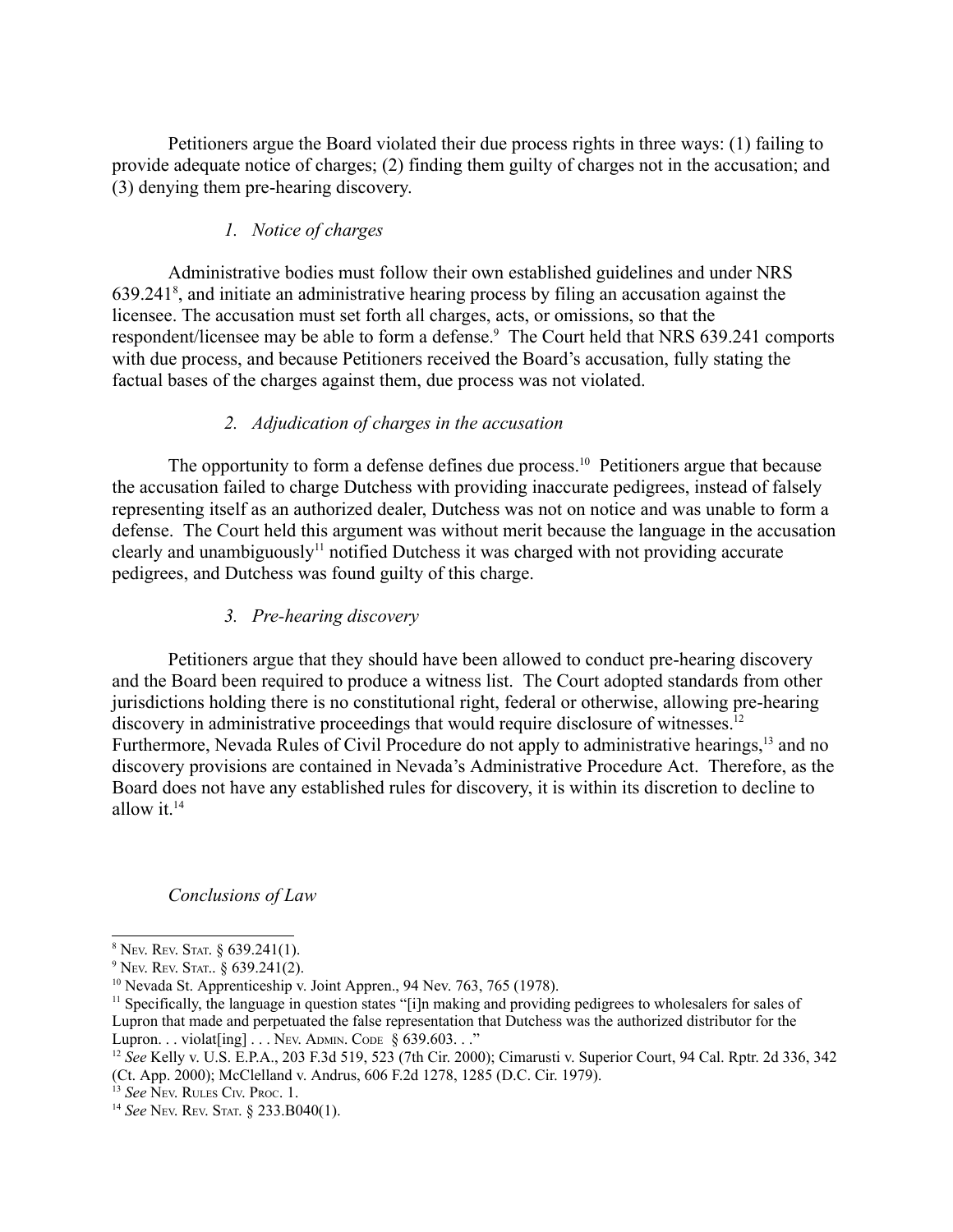Petitioners argue the Board violated their due process rights in three ways: (1) failing to provide adequate notice of charges; (2) finding them guilty of charges not in the accusation; and (3) denying them pre-hearing discovery.

*1. Notice of charges*

Administrative bodies must follow their own established guidelines and under NRS 639.241[8], and initiate an administrative hearing process by filing an accusation against the licensee. The accusation must set forth all charges, acts, or omissions, so that the respondent/licensee may be able to form a defense.[9] The Court held that NRS 639.241 comports with due process, and because Petitioners received the Board's accusation, fully stating the factual bases of the charges against them, due process was not violated.

*2. Adjudication of charges in the accusation*

The opportunity to form a defense defines due process.[10] Petitioners argue that because the accusation failed to charge Dutchess with providing inaccurate pedigrees, instead of falsely representing itself as an authorized dealer, Dutchess was not on notice and was unable to form a defense. The Court held this argument was without merit because the language in the accusation clearly and unambiguously[11] notified Dutchess it was charged with not providing accurate pedigrees, and Dutchess was found guilty of this charge.

*3. Pre-hearing discovery*

Petitioners argue that they should have been allowed to conduct pre-hearing discovery and the Board been required to produce a witness list. The Court adopted standards from other jurisdictions holding there is no constitutional right, federal or otherwise, allowing pre-hearing discovery in administrative proceedings that would require disclosure of witnesses.[12] Furthermore, Nevada Rules of Civil Procedure do not apply to administrative hearings,[13] and no discovery provisions are contained in Nevada's Administrative Procedure Act. Therefore, as the Board does not have any established rules for discovery, it is within its discretion to decline to allow it.[14]

*Conclusions of Law*

---

[8] NEV. REV. STAT. § 639.241(1).

[9] NEV. REV. STAT.. § 639.241(2).

[10] Nevada St. Apprenticeship v. Joint Appren., 94 Nev. 763, 765 (1978).

[11] Specifically, the language in question states "[i]n making and providing pedigrees to wholesalers for sales of Lupron that made and perpetuated the false representation that Dutchess was the authorized distributor for the Lupron. . . violat[ing] . . . NEV. ADMIN. CODE § 639.603. . ."

[12] *See* Kelly v. U.S. E.P.A., 203 F.3d 519, 523 (7th Cir. 2000); Cimarusti v. Superior Court, 94 Cal. Rptr. 2d 336, 342 (Ct. App. 2000); McClelland v. Andrus, 606 F.2d 1278, 1285 (D.C. Cir. 1979).

[13] *See* NEV. RULES CIV. PROC. 1.

[14] *See* NEV. REV. STAT. § 233.B040(1).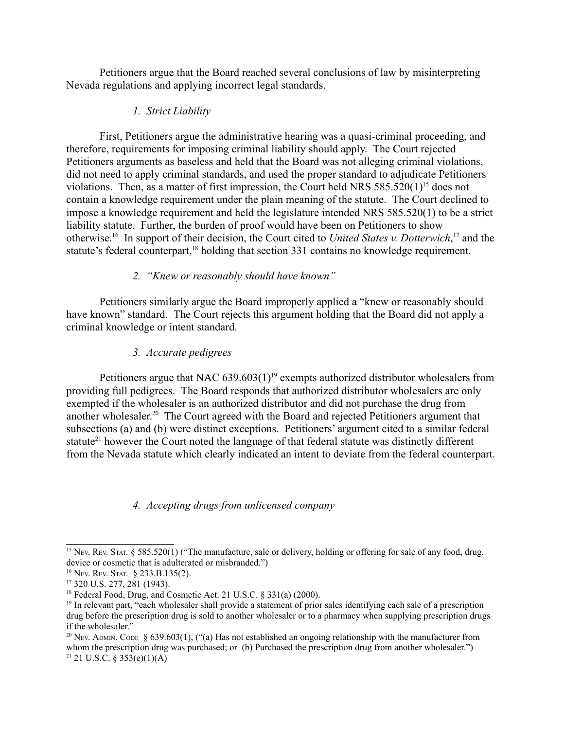Petitioners argue that the Board reached several conclusions of law by misinterpreting Nevada regulations and applying incorrect legal standards.

*1. Strict Liability*

First, Petitioners argue the administrative hearing was a quasi-criminal proceeding, and therefore, requirements for imposing criminal liability should apply. The Court rejected Petitioners arguments as baseless and held that the Board was not alleging criminal violations, did not need to apply criminal standards, and used the proper standard to adjudicate Petitioners violations. Then, as a matter of first impression, the Court held NRS 585.520(1)[15] does not contain a knowledge requirement under the plain meaning of the statute. The Court declined to impose a knowledge requirement and held the legislature intended NRS 585.520(1) to be a strict liability statute. Further, the burden of proof would have been on Petitioners to show otherwise.[16] In support of their decision, the Court cited to *United States v. Dotterwich*,[17] and the statute's federal counterpart,[18] holding that section 331 contains no knowledge requirement.

*2. "Knew or reasonably should have known"*

Petitioners similarly argue the Board improperly applied a "knew or reasonably should have known" standard. The Court rejects this argument holding that the Board did not apply a criminal knowledge or intent standard.

*3. Accurate pedigrees*

Petitioners argue that NAC 639.603(1)[19] exempts authorized distributor wholesalers from providing full pedigrees. The Board responds that authorized distributor wholesalers are only exempted if the wholesaler is an authorized distributor and did not purchase the drug from another wholesaler.[20] The Court agreed with the Board and rejected Petitioners argument that subsections (a) and (b) were distinct exceptions. Petitioners' argument cited to a similar federal statute[21] however the Court noted the language of that federal statute was distinctly different from the Nevada statute which clearly indicated an intent to deviate from the federal counterpart.

*4. Accepting drugs from unlicensed company*

---

[15] NEV. REV. STAT. § 585.520(1) ("The manufacture, sale or delivery, holding or offering for sale of any food, drug, device or cosmetic that is adulterated or misbranded.")

[16] NEV. REV. STAT. § 233.B.135(2).

[17] 320 U.S. 277, 281 (1943).

[18] Federal Food, Drug, and Cosmetic Act. 21 U.S.C. § 331(a) (2000).

[19] In relevant part, "each wholesaler shall provide a statement of prior sales identifying each sale of a prescription drug before the prescription drug is sold to another wholesaler or to a pharmacy when supplying prescription drugs if the wholesaler."

[20] NEV. ADMIN. CODE § 639.603(1), ("(a) Has not established an ongoing relationship with the manufacturer from whom the prescription drug was purchased; or (b) Purchased the prescription drug from another wholesaler.")

[21] 21 U.S.C. § 353(e)(1)(A)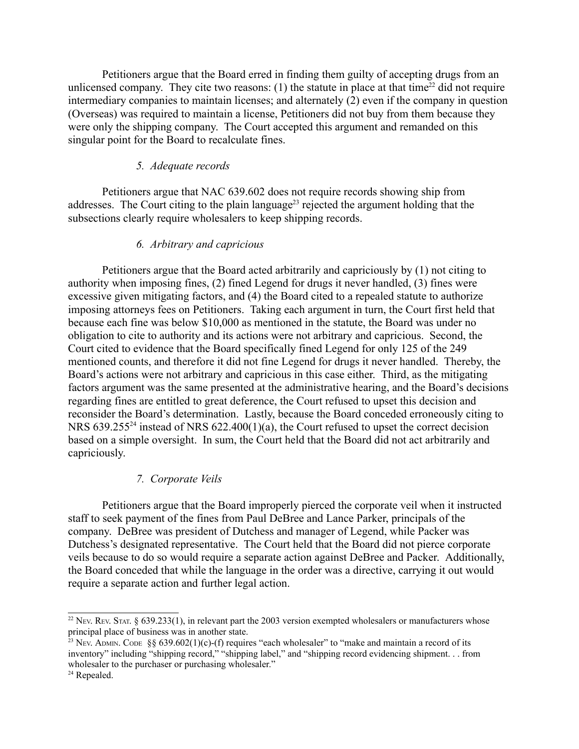Petitioners argue that the Board erred in finding them guilty of accepting drugs from an unlicensed company. They cite two reasons: (1) the statute in place at that time[22] did not require intermediary companies to maintain licenses; and alternately (2) even if the company in question (Overseas) was required to maintain a license, Petitioners did not buy from them because they were only the shipping company. The Court accepted this argument and remanded on this singular point for the Board to recalculate fines.

#### *5. Adequate records*

Petitioners argue that NAC 639.602 does not require records showing ship from addresses. The Court citing to the plain language[23] rejected the argument holding that the subsections clearly require wholesalers to keep shipping records.

#### *6. Arbitrary and capricious*

Petitioners argue that the Board acted arbitrarily and capriciously by (1) not citing to authority when imposing fines, (2) fined Legend for drugs it never handled, (3) fines were excessive given mitigating factors, and (4) the Board cited to a repealed statute to authorize imposing attorneys fees on Petitioners. Taking each argument in turn, the Court first held that because each fine was below $10,000 as mentioned in the statute, the Board was under no obligation to cite to authority and its actions were not arbitrary and capricious. Second, the Court cited to evidence that the Board specifically fined Legend for only 125 of the 249 mentioned counts, and therefore it did not fine Legend for drugs it never handled. Thereby, the Board's actions were not arbitrary and capricious in this case either. Third, as the mitigating factors argument was the same presented at the administrative hearing, and the Board's decisions regarding fines are entitled to great deference, the Court refused to upset this decision and reconsider the Board's determination. Lastly, because the Board conceded erroneously citing to NRS 639.255[24] instead of NRS 622.400(1)(a), the Court refused to upset the correct decision based on a simple oversight. In sum, the Court held that the Board did not act arbitrarily and capriciously.

#### *7. Corporate Veils*

Petitioners argue that the Board improperly pierced the corporate veil when it instructed staff to seek payment of the fines from Paul DeBree and Lance Parker, principals of the company. DeBree was president of Dutchess and manager of Legend, while Packer was Dutchess's designated representative. The Court held that the Board did not pierce corporate veils because to do so would require a separate action against DeBree and Packer. Additionally, the Board conceded that while the language in the order was a directive, carrying it out would require a separate action and further legal action.

---

[22] NEV. REV. STAT. § 639.233(1), in relevant part the 2003 version exempted wholesalers or manufacturers whose principal place of business was in another state.

[23] NEV. ADMIN. CODE §§ 639.602(1)(c)-(f) requires "each wholesaler" to "make and maintain a record of its inventory" including "shipping record," "shipping label," and "shipping record evidencing shipment. . . from wholesaler to the purchaser or purchasing wholesaler."

[24] Repealed.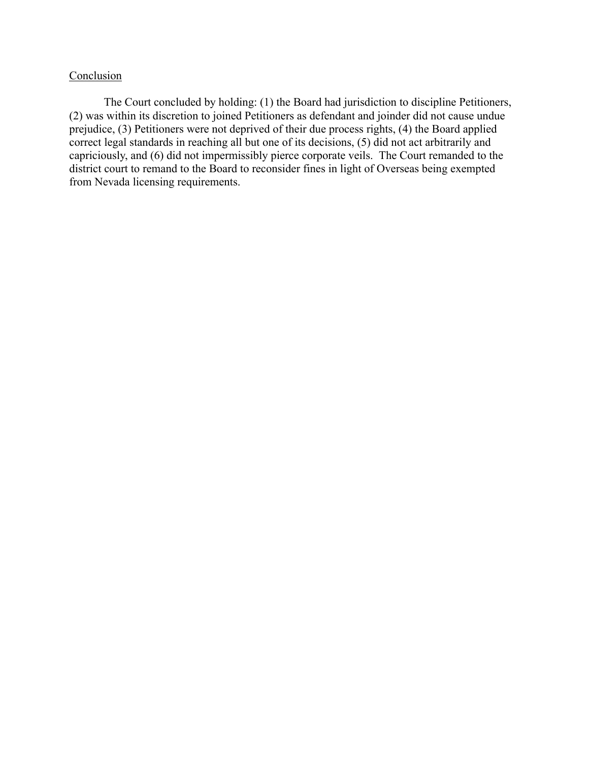Conclusion

The Court concluded by holding: (1) the Board had jurisdiction to discipline Petitioners, (2) was within its discretion to joined Petitioners as defendant and joinder did not cause undue prejudice, (3) Petitioners were not deprived of their due process rights, (4) the Board applied correct legal standards in reaching all but one of its decisions, (5) did not act arbitrarily and capriciously, and (6) did not impermissibly pierce corporate veils. The Court remanded to the district court to remand to the Board to reconsider fines in light of Overseas being exempted from Nevada licensing requirements.